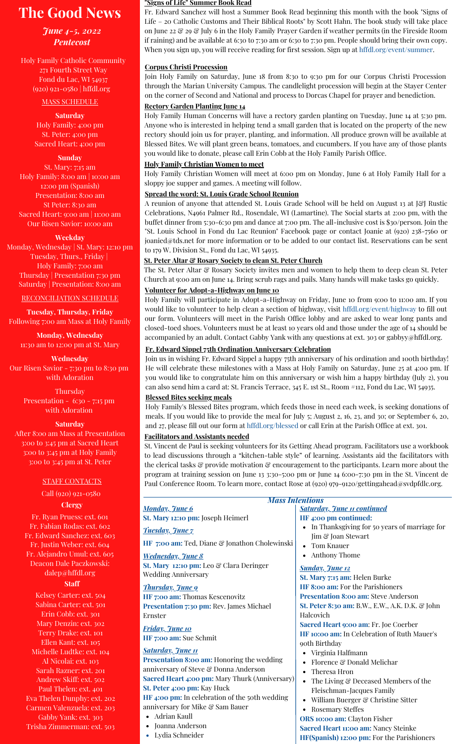# The Good News

***June 4-5, 2022***
***Pentecost***

Holy Family Catholic Community
271 Fourth Street Way
Fond du Lac, WI 54937
(920) 921-0580 | hffdl.org

## MASS SCHEDULE

**Saturday**
Holy Family: 4:00 pm
St. Peter: 4:00 pm
Sacred Heart: 4:00 pm

**Sunday**
St. Mary: 7:15 am
Holy Family: 8:00 am | 10:00 am
12:00 pm (Spanish)
Presentation: 8:00 am
St Peter: 8:30 am
Sacred Heart: 9:00 am | 11:00 am
Our Risen Savior: 10:00 am

**Weekday**
Monday, Wednesday | St. Mary: 12:10 pm
Tuesday, Thurs., Friday |
Holy Family: 7:00 am
Thursday | Presentation 7:30 pm
Saturday | Presentation: 8:00 am

## RECONCILIATION SCHEDULE

**Tuesday, Thursday, Friday**
Following 7:00 am Mass at Holy Family

**Monday, Wednesday**
11:30 am to 12:00 pm at St. Mary

**Wednesday**
Our Risen Savior - 7:30 pm to 8:30 pm with Adoration

Thursday
Presentation - 6:30 - 7:15 pm with Adoration

**Saturday**
After 8:00 am Mass at Presentation
3:00 to 3:45 pm at Sacred Heart
3:00 to 3:45 pm at Holy Family
3:00 to 3:45 pm at St. Peter

## STAFF CONTACTS

Call (920) 921-0580

**Clergy**

Fr. Ryan Pruess: ext. 601
Fr. Fabian Rodas: ext. 602
Fr. Edward Sanchez: ext. 603
Fr. Justin Weber: ext. 604
Fr. Alejandro Umul: ext. 605
Deacon Dale Paczkowski: dalep@hffdl.org

**Staff**

Kelsey Carter: ext. 504
Sabina Carter: ext. 501
Erin Cobb: ext. 301
Mary Denzin: ext. 302
Terry Drake: ext. 101
Ellen Kant: ext. 105
Michelle Ludtke: ext. 104
Al Nicolai: ext. 103
Sarah Razner: ext. 201
Andrew Skiff: ext. 502
Paul Thelen: ext. 401
Eva Thelen Dunphy: ext. 202
Carmen Valenzuela: ext. 203
Gabby Yank: ext. 303
Trisha Zimmerman: ext. 503

### "Signs of Life" Summer Book Read

Fr. Edward Sanchez will host a Summer Book Read beginning this month with the book "Signs of Life – 20 Catholic Customs and Their Biblical Roots" by Scott Hahn. The book study will take place on June 22 & 29 & July 6 in the Holy Family Prayer Garden if weather permits (in the Fireside Room if raining) and be available at 6:30 to 7:30 am or 6:30 to 7:30 pm. People should bring their own copy. When you sign up, you will receive reading for first session. Sign up at hffdl.org/event/summer.

### Corpus Christi Procession

Join Holy Family on Saturday, June 18 from 8:30 to 9:30 pm for our Corpus Christi Procession through the Marian University Campus. The candlelight procession will begin at the Stayer Center on the corner of Second and National and process to Dorcas Chapel for prayer and benediction.

### Rectory Garden Planting June 14

Holy Family Human Concerns will have a rectory garden planting on Tuesday, June 14 at 5:30 pm. Anyone who is interested in helping tend a small garden that is located on the property of the new rectory should join us for prayer, planting, and information. All produce grown will be available at Blessed Bites. We will plant green beans, tomatoes, and cucumbers. If you have any of those plants you would like to donate, please call Erin Cobb at the Holy Family Parish Office.

### Holy Family Christian Women to meet

Holy Family Christian Women will meet at 6:00 pm on Monday, June 6 at Holy Family Hall for a sloppy joe supper and games. A meeting will follow.

### Spread the word: St. Louis Grade School Reunion

A reunion of anyone that attended St. Louis Grade School will be held on August 13 at J&J Rustic Celebrations, N4961 Palmer Rd., Rosendale, WI (Lamartine). The Social starts at 2:00 pm, with the buffet dinner from 5:30-6:30 pm and dance at 7:00 pm. The all-inclusive cost is $30/person. Join the "St. Louis School in Fond du Lac Reunion" Facebook page or contact Joanie at (920) 238-7560 or joanied@tds.net for more information or to be added to our contact list. Reservations can be sent to 179 W. Division St., Fond du Lac, WI 54935.

### St. Peter Altar & Rosary Society to clean St. Peter Church

The St. Peter Altar & Rosary Society invites men and women to help them to deep clean St. Peter Church at 9:00 am on June 14. Bring scrub rags and pails. Many hands will make tasks go quickly.

### Volunteer for Adopt-a-Highway on June 10

Holy Family will participate in Adopt-a-Highway on Friday, June 10 from 9:00 to 11:00 am. If you would like to volunteer to help clean a section of highway, visit hffdl.org/event/highway to fill out our form. Volunteers will meet in the Parish Office lobby and are asked to wear long pants and closed-toed shoes. Volunteers must be at least 10 years old and those under the age of 14 should be accompanied by an adult. Contact Gabby Yank with any questions at ext. 303 or gabbyy@hffdl.org.

### Fr. Edward Sippel 75th Ordination Anniversary Celebration

Join us in wishing Fr. Edward Sippel a happy 75th anniversary of his ordination and 100th birthday! He will celebrate these milestones with a Mass at Holy Family on Saturday, June 25 at 4:00 pm. If you would like to congratulate him on this anniversary or wish him a happy birthday (July 2), you can also send him a card at: St. Francis Terrace, 345 E. 1st St., Room #112, Fond du Lac, WI 54935.

### Blessed Bites seeking meals

Holy Family's Blessed Bites program, which feeds those in need each week, is seeking donations of meals. If you would like to provide the meal for July 5; August 2, 16, 23, and 30; or September 6, 20, and 27, please fill out our form at hffdl.org/blessed or call Erin at the Parish Office at ext. 301.

### Facilitators and Assistants needed

St. Vincent de Paul is seeking volunteers for its Getting Ahead program. Facilitators use a workbook to lead discussions through a "kitchen-table style" of learning. Assistants aid the facilitators with the clerical tasks & provide motivation & encouragement to the participants. Learn more about the program at training session on June 13 3:30-5:00 pm or June 14 6:00-7:30 pm in the St. Vincent de Paul Conference Room. To learn more, contact Rose at (920) 979-9120/gettingahead@svdpfdlc.org.

## *Mass Intentions*

***Monday, June 6***
**St. Mary 12:10 pm:** Joseph Heimerl

***Tuesday, June 7***
**HF 7:00 am:** Ted, Diane & Jonathon Cholewinski

***Wednesday, June 8***
**St. Mary 12:10 pm:** Leo & Clara Deringer Wedding Anniversary

***Thursday, June 9***
**HF 7:00 am:** Thomas Kescenovitz
**Presentation 7:30 pm:** Rev. James Michael Ernster

***Friday, June 10***
**HF 7:00 am:** Sue Schmit

***Saturday, June 11***
**Presentation 8:00 am:** Honoring the wedding anniversary of Steve & Donna Anderson
**Sacred Heart 4:00 pm:** Mary Thurk (Anniversary)
**St. Peter 4:00 pm:** Kay Huck
**HF 4:00 pm:** In celebration of the 50th wedding anniversary for Mike & Sam Bauer

- Adrian Kaull
- Joanna Anderson
- Lydia Schneider

***Saturday, June 11 continued***
**HF 4:00 pm continued:**

- In Thanksgiving for 50 years of marriage for Jim & Joan Stewart
- Tom Knauer
- Anthony Thome

***Sunday, June 12***
**St. Mary 7:15 am:** Helen Burke
**HF 8:00 am:** For the Parishioners
**Presentation 8:00 am:** Steve Anderson
**St. Peter 8:30 am:** B.W., E.W., A.K. D.K. & John Halcovich
**Sacred Heart 9:00 am:** Fr. Joe Coerber
**HF 10:00 am:** In Celebration of Ruth Mauer's 90th Birthday

- Virginia Halfmann
- Florence & Donald Melichar
- Theresa Hron
- The Living & Deceased Members of the Fleischman-Jacques Family
- William Buerger & Christine Sitter
- Rosemary Steffes

**ORS 10:00 am:** Clayton Fisher
**Sacred Heart 11:00 am:** Nancy Steinke
**HF(Spanish) 12:00 pm:** For the Parishioners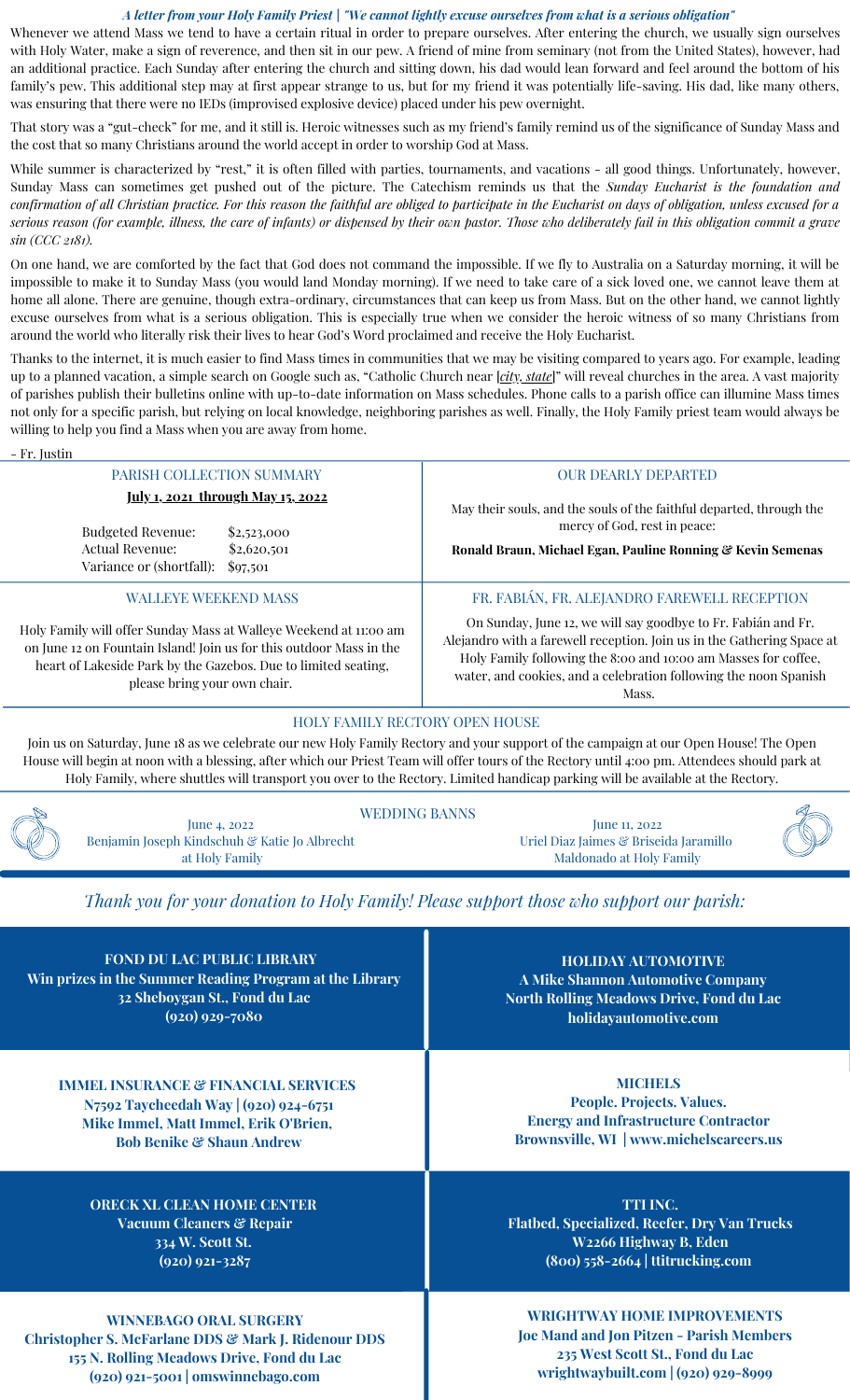### *A letter from your Holy Family Priest | "We cannot lightly excuse ourselves from what is a serious obligation"*

Whenever we attend Mass we tend to have a certain ritual in order to prepare ourselves. After entering the church, we usually sign ourselves with Holy Water, make a sign of reverence, and then sit in our pew. A friend of mine from seminary (not from the United States), however, had an additional practice. Each Sunday after entering the church and sitting down, his dad would lean forward and feel around the bottom of his family's pew. This additional step may at first appear strange to us, but for my friend it was potentially life-saving. His dad, like many others, was ensuring that there were no IEDs (improvised explosive device) placed under his pew overnight.

That story was a "gut-check" for me, and it still is. Heroic witnesses such as my friend's family remind us of the significance of Sunday Mass and the cost that so many Christians around the world accept in order to worship God at Mass.

While summer is characterized by "rest," it is often filled with parties, tournaments, and vacations - all good things. Unfortunately, however, Sunday Mass can sometimes get pushed out of the picture. The Catechism reminds us that the *Sunday Eucharist is the foundation and confirmation of all Christian practice. For this reason the faithful are obliged to participate in the Eucharist on days of obligation, unless excused for a serious reason (for example, illness, the care of infants) or dispensed by their own pastor. Those who deliberately fail in this obligation commit a grave sin (CCC 2181).*

On one hand, we are comforted by the fact that God does not command the impossible. If we fly to Australia on a Saturday morning, it will be impossible to make it to Sunday Mass (you would land Monday morning). If we need to take care of a sick loved one, we cannot leave them at home all alone. There are genuine, though extra-ordinary, circumstances that can keep us from Mass. But on the other hand, we cannot lightly excuse ourselves from what is a serious obligation. This is especially true when we consider the heroic witness of so many Christians from around the world who literally risk their lives to hear God's Word proclaimed and receive the Holy Eucharist.

Thanks to the internet, it is much easier to find Mass times in communities that we may be visiting compared to years ago. For example, leading up to a planned vacation, a simple search on Google such as, "Catholic Church near [*city, state*]" will reveal churches in the area. A vast majority of parishes publish their bulletins online with up-to-date information on Mass schedules. Phone calls to a parish office can illumine Mass times not only for a specific parish, but relying on local knowledge, neighboring parishes as well. Finally, the Holy Family priest team would always be willing to help you find a Mass when you are away from home.

- Fr. Justin

## PARISH COLLECTION SUMMARY

**July 1, 2021 through May 15, 2022**

| | |
|---|---|
| Budgeted Revenue: | $2,523,000 |
| Actual Revenue: | $2,620,501 |
| Variance or (shortfall): | $97,501 |

## OUR DEARLY DEPARTED

May their souls, and the souls of the faithful departed, through the mercy of God, rest in peace:

**Ronald Braun, Michael Egan, Pauline Ronning & Kevin Semenas**

## WALLEYE WEEKEND MASS

Holy Family will offer Sunday Mass at Walleye Weekend at 11:00 am on June 12 on Fountain Island! Join us for this outdoor Mass in the heart of Lakeside Park by the Gazebos. Due to limited seating, please bring your own chair.

## FR. FABIÁN, FR. ALEJANDRO FAREWELL RECEPTION

On Sunday, June 12, we will say goodbye to Fr. Fabián and Fr. Alejandro with a farewell reception. Join us in the Gathering Space at Holy Family following the 8:00 and 10:00 am Masses for coffee, water, and cookies, and a celebration following the noon Spanish Mass.

## HOLY FAMILY RECTORY OPEN HOUSE

Join us on Saturday, June 18 as we celebrate our new Holy Family Rectory and your support of the campaign at our Open House! The Open House will begin at noon with a blessing, after which our Priest Team will offer tours of the Rectory until 4:00 pm. Attendees should park at Holy Family, where shuttles will transport you over to the Rectory. Limited handicap parking will be available at the Rectory.

## WEDDING BANNS

June 4, 2022
Benjamin Joseph Kindschuh & Katie Jo Albrecht
at Holy Family

June 11, 2022
Uriel Diaz Jaimes & Briseida Jaramillo Maldonado at Holy Family

### *Thank you for your donation to Holy Family! Please support those who support our parish:*

**FOND DU LAC PUBLIC LIBRARY**
**Win prizes in the Summer Reading Program at the Library**
**32 Sheboygan St., Fond du Lac**
**(920) 929-7080**

**HOLIDAY AUTOMOTIVE**
**A Mike Shannon Automotive Company**
**North Rolling Meadows Drive, Fond du Lac**
**holidayautomotive.com**

**IMMEL INSURANCE & FINANCIAL SERVICES**
**N7592 Taycheedah Way | (920) 924-6751**
**Mike Immel, Matt Immel, Erik O'Brien,**
**Bob Benike & Shaun Andrew**

**MICHELS**
**People. Projects. Values.**
**Energy and Infrastructure Contractor**
**Brownsville, WI | www.michelscareers.us**

**ORECK XL CLEAN HOME CENTER**
**Vacuum Cleaners & Repair**
**334 W. Scott St.**
**(920) 921-3287**

**TTI INC.**
**Flatbed, Specialized, Reefer, Dry Van Trucks**
**W2266 Highway B, Eden**
**(800) 558-2664 | ttitrucking.com**

**WINNEBAGO ORAL SURGERY**
**Christopher S. McFarlane DDS & Mark J. Ridenour DDS**
**155 N. Rolling Meadows Drive, Fond du Lac**
**(920) 921-5001 | omswinnebago.com**

**WRIGHTWAY HOME IMPROVEMENTS**
**Joe Mand and Jon Pitzen - Parish Members**
**235 West Scott St., Fond du Lac**
**wrightwaybuilt.com | (920) 929-8999**